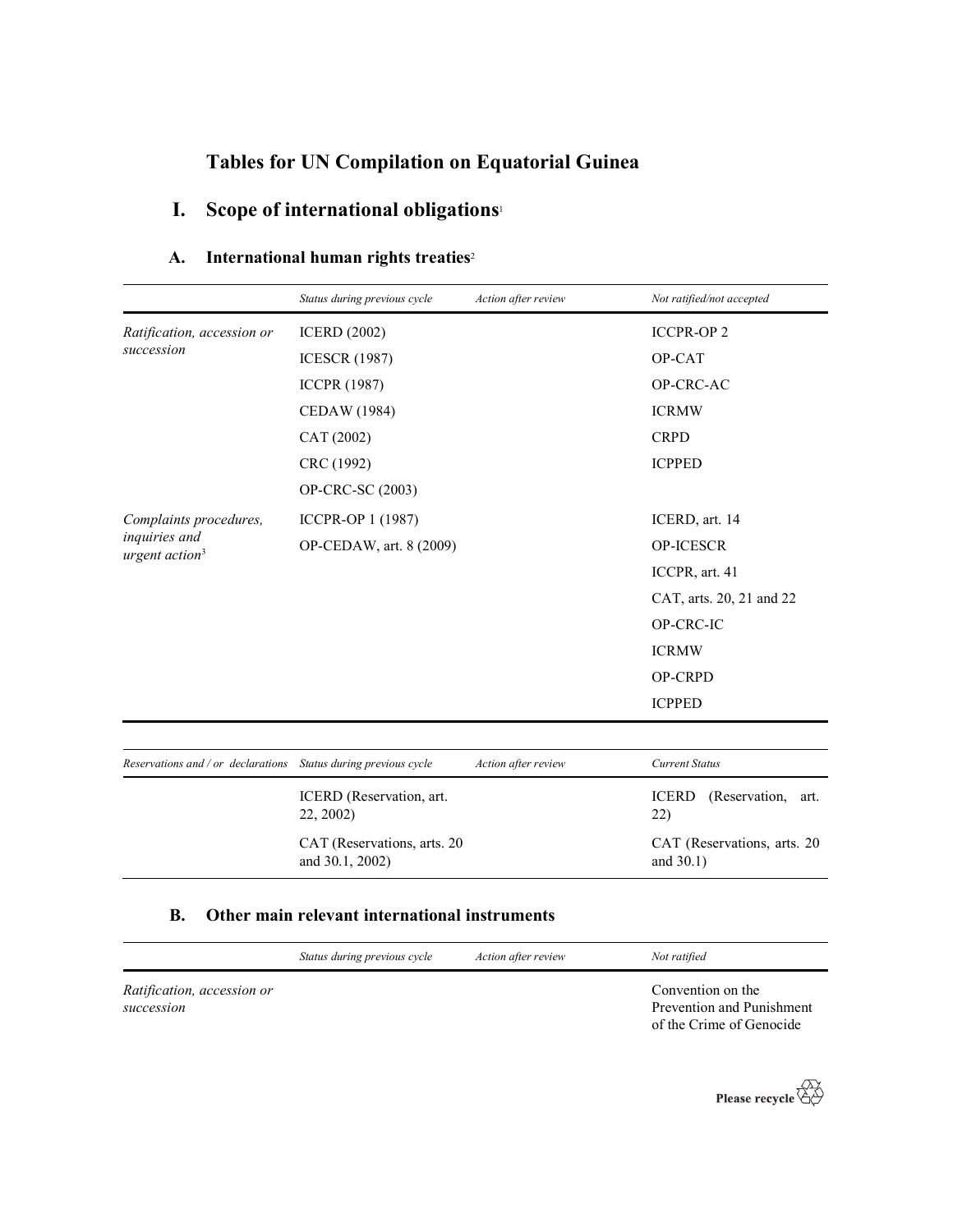# Tables for UN Compilation on Equatorial Guinea

## I. Scope of international obligations[1]

### A. International human rights treaties[2]

| | *Status during previous cycle* | *Action after review* | *Not ratified/not accepted* |
|---|---|---|---|
| *Ratification, accession or succession* | ICERD (2002) | | ICCPR-OP 2 |
| | ICESCR (1987) | | OP-CAT |
| | ICCPR (1987) | | OP-CRC-AC |
| | CEDAW (1984) | | ICRMW |
| | CAT (2002) | | CRPD |
| | CRC (1992) | | ICPPED |
| | OP-CRC-SC (2003) | | |
| *Complaints procedures, inquiries and urgent action*[3] | ICCPR-OP 1 (1987) | | ICERD, art. 14 |
| | OP-CEDAW, art. 8 (2009) | | OP-ICESCR |
| | | | ICCPR, art. 41 |
| | | | CAT, arts. 20, 21 and 22 |
| | | | OP-CRC-IC |
| | | | ICRMW |
| | | | OP-CRPD |
| | | | ICPPED |

| *Reservations and / or declarations* | *Status during previous cycle* | *Action after review* | *Current Status* |
|---|---|---|---|
| | ICERD (Reservation, art. 22, 2002) | | ICERD (Reservation, art. 22) |
| | CAT (Reservations, arts. 20 and 30.1, 2002) | | CAT (Reservations, arts. 20 and 30.1) |

### B. Other main relevant international instruments

| | *Status during previous cycle* | *Action after review* | *Not ratified* |
|---|---|---|---|
| *Ratification, accession or succession* | | | Convention on the Prevention and Punishment of the Crime of Genocide |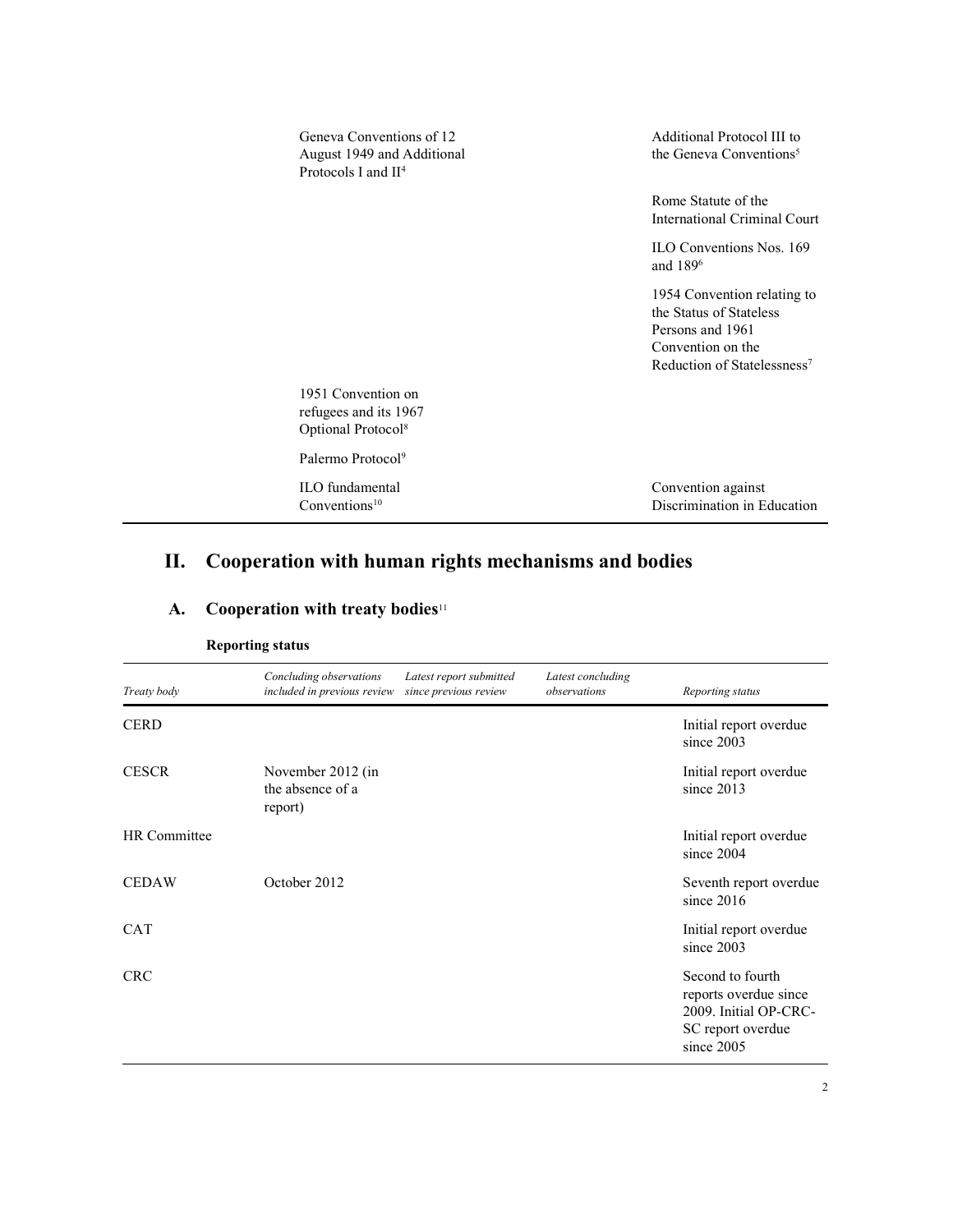| | | |
|---|---|---|
| | Geneva Conventions of 12 August 1949 and Additional Protocols I and II[4] | Additional Protocol III to the Geneva Conventions[5] |
| | | Rome Statute of the International Criminal Court |
| | | ILO Conventions Nos. 169 and 189[6] |
| | | 1954 Convention relating to the Status of Stateless Persons and 1961 Convention on the Reduction of Statelessness[7] |
| | 1951 Convention on refugees and its 1967 Optional Protocol[8] | |
| | Palermo Protocol[9] | |
| | ILO fundamental Conventions[10] | Convention against Discrimination in Education |

# II. Cooperation with human rights mechanisms and bodies

## A. Cooperation with treaty bodies[11]

**Reporting status**

| *Treaty body* | *Concluding observations included in previous review* | *Latest report submitted since previous review* | *Latest concluding observations* | *Reporting status* |
|---|---|---|---|---|
| CERD | | | | Initial report overdue since 2003 |
| CESCR | November 2012 (in the absence of a report) | | | Initial report overdue since 2013 |
| HR Committee | | | | Initial report overdue since 2004 |
| CEDAW | October 2012 | | | Seventh report overdue since 2016 |
| CAT | | | | Initial report overdue since 2003 |
| CRC | | | | Second to fourth reports overdue since 2009. Initial OP-CRC-SC report overdue since 2005 |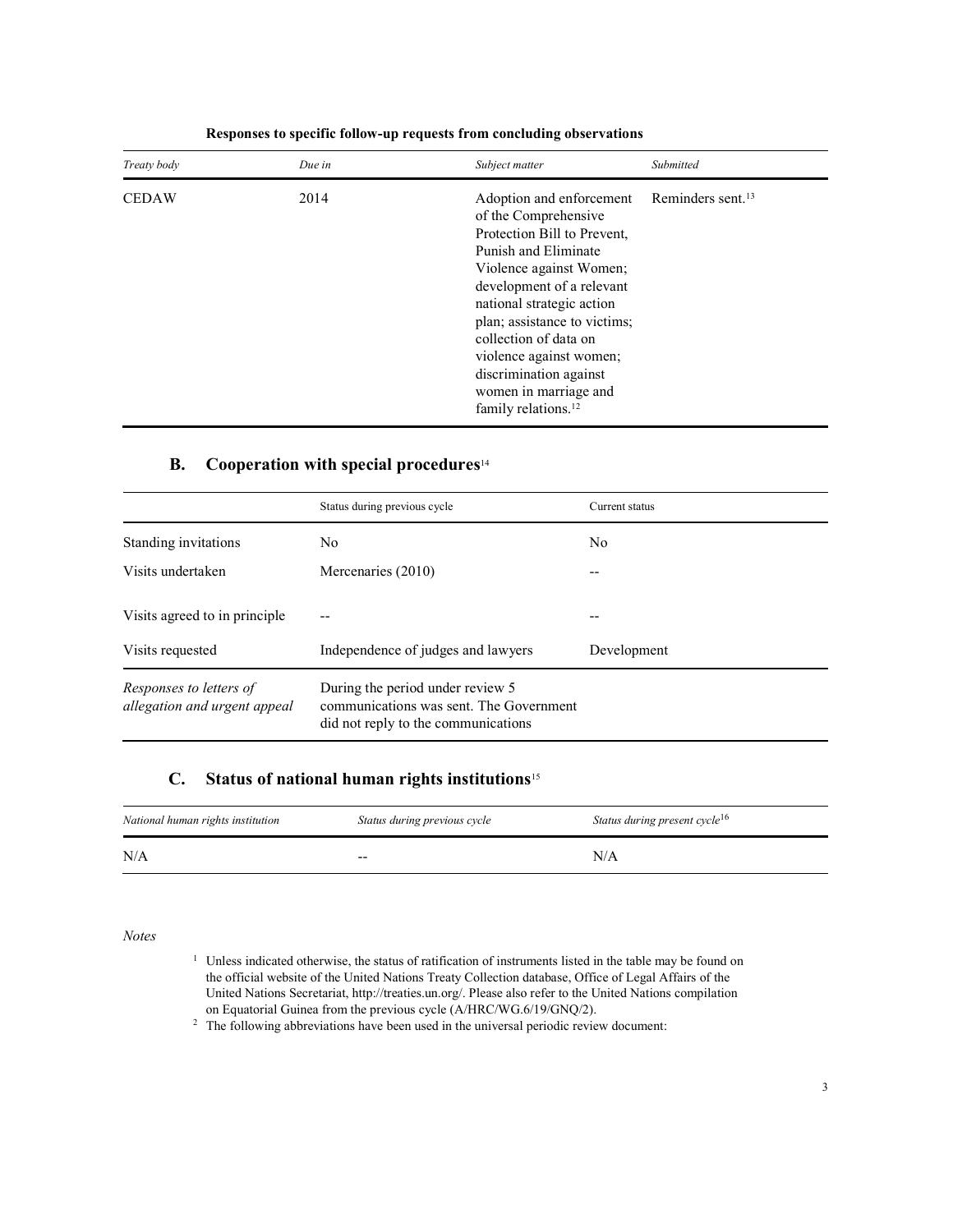**Responses to specific follow-up requests from concluding observations**

| *Treaty body* | *Due in* | *Subject matter* | *Submitted* |
| --- | --- | --- | --- |
| CEDAW | 2014 | Adoption and enforcement of the Comprehensive Protection Bill to Prevent, Punish and Eliminate Violence against Women; development of a relevant national strategic action plan; assistance to victims; collection of data on violence against women; discrimination against women in marriage and family relations.[12] | Reminders sent.[13] |

## B. Cooperation with special procedures[14]

| | Status during previous cycle | Current status |
| --- | --- | --- |
| Standing invitations | No | No |
| Visits undertaken | Mercenaries (2010) | -- |
| Visits agreed to in principle | -- | -- |
| Visits requested | Independence of judges and lawyers | Development |
| *Responses to letters of allegation and urgent appeal* | During the period under review 5 communications was sent. The Government did not reply to the communications | |

## C. Status of national human rights institutions[15]

| *National human rights institution* | *Status during previous cycle* | *Status during present cycle*[16] |
| --- | --- | --- |
| N/A | -- | N/A |

*Notes*

[1] Unless indicated otherwise, the status of ratification of instruments listed in the table may be found on the official website of the United Nations Treaty Collection database, Office of Legal Affairs of the United Nations Secretariat, http://treaties.un.org/. Please also refer to the United Nations compilation on Equatorial Guinea from the previous cycle (A/HRC/WG.6/19/GNQ/2).

[2] The following abbreviations have been used in the universal periodic review document: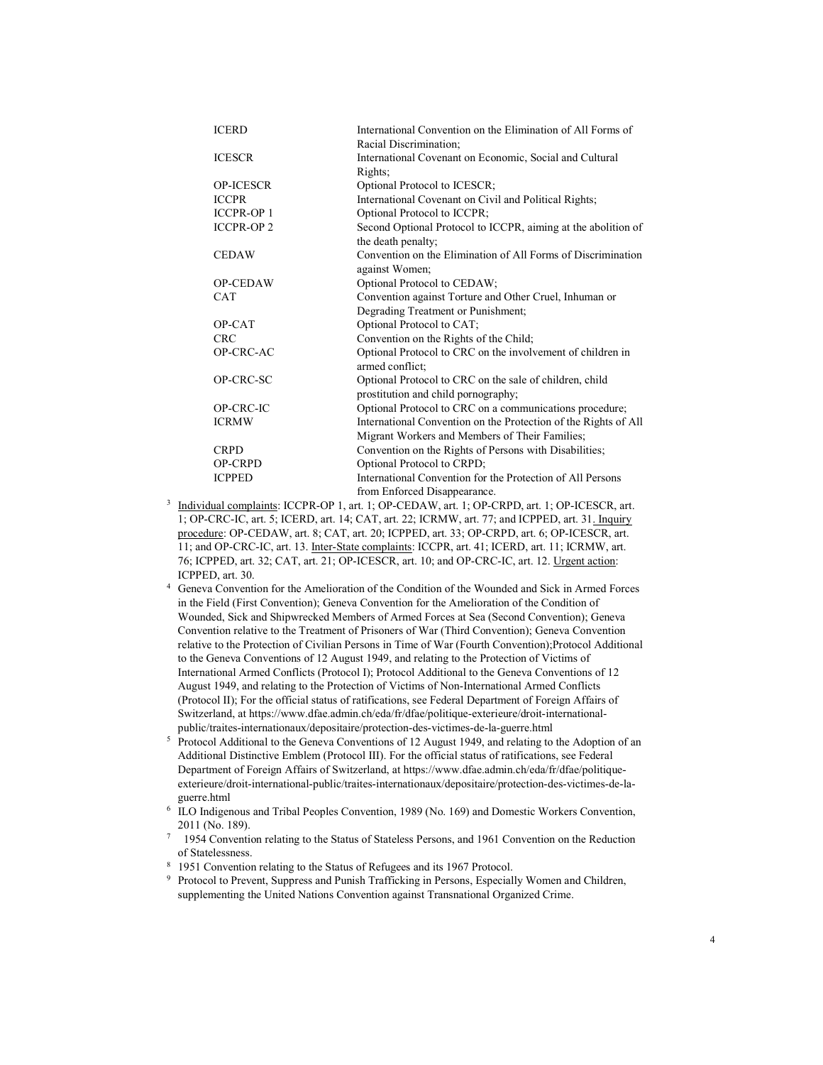| | |
|---|---|
| ICERD | International Convention on the Elimination of All Forms of Racial Discrimination; |
| ICESCR | International Covenant on Economic, Social and Cultural Rights; |
| OP-ICESCR | Optional Protocol to ICESCR; |
| ICCPR | International Covenant on Civil and Political Rights; |
| ICCPR-OP 1 | Optional Protocol to ICCPR; |
| ICCPR-OP 2 | Second Optional Protocol to ICCPR, aiming at the abolition of the death penalty; |
| CEDAW | Convention on the Elimination of All Forms of Discrimination against Women; |
| OP-CEDAW | Optional Protocol to CEDAW; |
| CAT | Convention against Torture and Other Cruel, Inhuman or Degrading Treatment or Punishment; |
| OP-CAT | Optional Protocol to CAT; |
| CRC | Convention on the Rights of the Child; |
| OP-CRC-AC | Optional Protocol to CRC on the involvement of children in armed conflict; |
| OP-CRC-SC | Optional Protocol to CRC on the sale of children, child prostitution and child pornography; |
| OP-CRC-IC | Optional Protocol to CRC on a communications procedure; |
| ICRMW | International Convention on the Protection of the Rights of All Migrant Workers and Members of Their Families; |
| CRPD | Convention on the Rights of Persons with Disabilities; |
| OP-CRPD | Optional Protocol to CRPD; |
| ICPPED | International Convention for the Protection of All Persons from Enforced Disappearance. |

[3] Individual complaints: ICCPR-OP 1, art. 1; OP-CEDAW, art. 1; OP-CRPD, art. 1; OP-ICESCR, art. 1; OP-CRC-IC, art. 5; ICERD, art. 14; CAT, art. 22; ICRMW, art. 77; and ICPPED, art. 31. Inquiry procedure: OP-CEDAW, art. 8; CAT, art. 20; ICPPED, art. 33; OP-CRPD, art. 6; OP-ICESCR, art. 11; and OP-CRC-IC, art. 13. Inter-State complaints: ICCPR, art. 41; ICERD, art. 11; ICRMW, art. 76; ICPPED, art. 32; CAT, art. 21; OP-ICESCR, art. 10; and OP-CRC-IC, art. 12. Urgent action: ICPPED, art. 30.

[4] Geneva Convention for the Amelioration of the Condition of the Wounded and Sick in Armed Forces in the Field (First Convention); Geneva Convention for the Amelioration of the Condition of Wounded, Sick and Shipwrecked Members of Armed Forces at Sea (Second Convention); Geneva Convention relative to the Treatment of Prisoners of War (Third Convention); Geneva Convention relative to the Protection of Civilian Persons in Time of War (Fourth Convention);Protocol Additional to the Geneva Conventions of 12 August 1949, and relating to the Protection of Victims of International Armed Conflicts (Protocol I); Protocol Additional to the Geneva Conventions of 12 August 1949, and relating to the Protection of Victims of Non-International Armed Conflicts (Protocol II); For the official status of ratifications, see Federal Department of Foreign Affairs of Switzerland, at https://www.dfae.admin.ch/eda/fr/dfae/politique-exterieure/droit-international-public/traites-internationaux/depositaire/protection-des-victimes-de-la-guerre.html

[5] Protocol Additional to the Geneva Conventions of 12 August 1949, and relating to the Adoption of an Additional Distinctive Emblem (Protocol III). For the official status of ratifications, see Federal Department of Foreign Affairs of Switzerland, at https://www.dfae.admin.ch/eda/fr/dfae/politique-exterieure/droit-international-public/traites-internationaux/depositaire/protection-des-victimes-de-la-guerre.html

[6] ILO Indigenous and Tribal Peoples Convention, 1989 (No. 169) and Domestic Workers Convention, 2011 (No. 189).

[7] 1954 Convention relating to the Status of Stateless Persons, and 1961 Convention on the Reduction of Statelessness.

[8] 1951 Convention relating to the Status of Refugees and its 1967 Protocol.

[9] Protocol to Prevent, Suppress and Punish Trafficking in Persons, Especially Women and Children, supplementing the United Nations Convention against Transnational Organized Crime.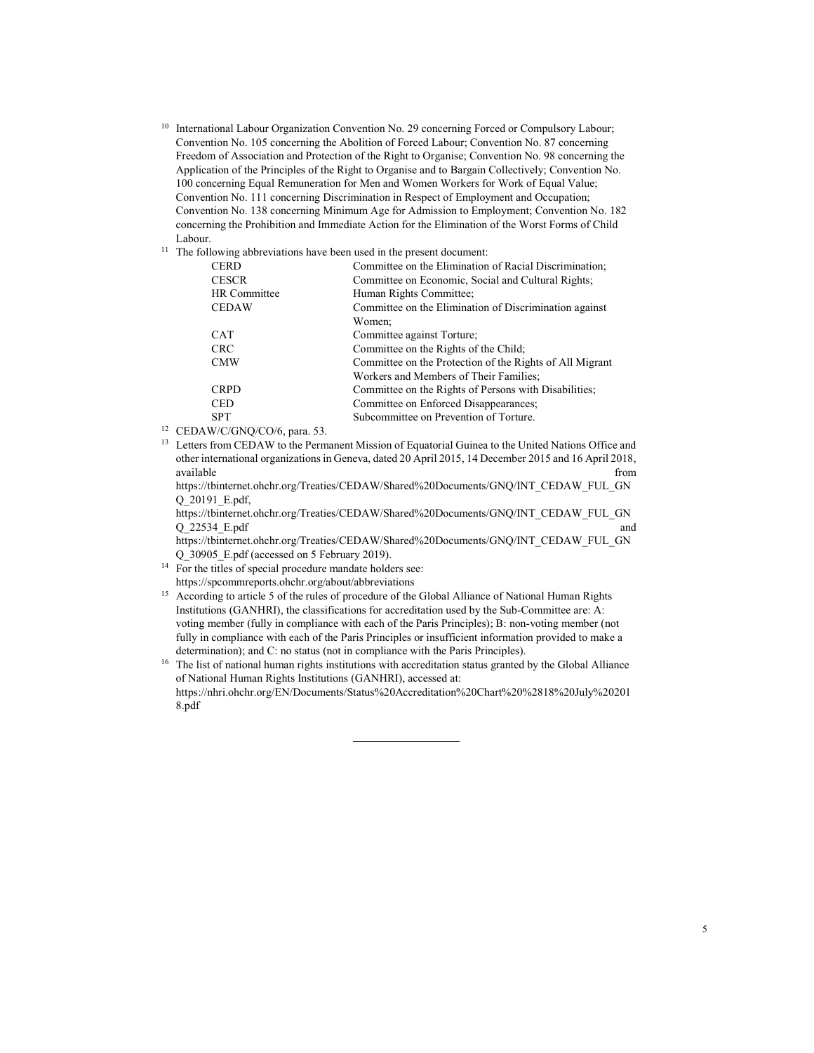[10] International Labour Organization Convention No. 29 concerning Forced or Compulsory Labour; Convention No. 105 concerning the Abolition of Forced Labour; Convention No. 87 concerning Freedom of Association and Protection of the Right to Organise; Convention No. 98 concerning the Application of the Principles of the Right to Organise and to Bargain Collectively; Convention No. 100 concerning Equal Remuneration for Men and Women Workers for Work of Equal Value; Convention No. 111 concerning Discrimination in Respect of Employment and Occupation; Convention No. 138 concerning Minimum Age for Admission to Employment; Convention No. 182 concerning the Prohibition and Immediate Action for the Elimination of the Worst Forms of Child Labour.

[11] The following abbreviations have been used in the present document:

| | |
|---|---|
| CERD | Committee on the Elimination of Racial Discrimination; |
| CESCR | Committee on Economic, Social and Cultural Rights; |
| HR Committee | Human Rights Committee; |
| CEDAW | Committee on the Elimination of Discrimination against Women; |
| CAT | Committee against Torture; |
| CRC | Committee on the Rights of the Child; |
| CMW | Committee on the Protection of the Rights of All Migrant Workers and Members of Their Families; |
| CRPD | Committee on the Rights of Persons with Disabilities; |
| CED | Committee on Enforced Disappearances; |
| SPT | Subcommittee on Prevention of Torture. |

[12] CEDAW/C/GNQ/CO/6, para. 53.

[13] Letters from CEDAW to the Permanent Mission of Equatorial Guinea to the United Nations Office and other international organizations in Geneva, dated 20 April 2015, 14 December 2015 and 16 April 2018, available from https://tbinternet.ohchr.org/Treaties/CEDAW/Shared%20Documents/GNQ/INT_CEDAW_FUL_GNQ_20191_E.pdf, https://tbinternet.ohchr.org/Treaties/CEDAW/Shared%20Documents/GNQ/INT_CEDAW_FUL_GNQ_22534_E.pdf and https://tbinternet.ohchr.org/Treaties/CEDAW/Shared%20Documents/GNQ/INT_CEDAW_FUL_GNQ_30905_E.pdf (accessed on 5 February 2019).

[14] For the titles of special procedure mandate holders see: https://spcommreports.ohchr.org/about/abbreviations

[15] According to article 5 of the rules of procedure of the Global Alliance of National Human Rights Institutions (GANHRI), the classifications for accreditation used by the Sub-Committee are: A: voting member (fully in compliance with each of the Paris Principles); B: non-voting member (not fully in compliance with each of the Paris Principles or insufficient information provided to make a determination); and C: no status (not in compliance with the Paris Principles).

[16] The list of national human rights institutions with accreditation status granted by the Global Alliance of National Human Rights Institutions (GANHRI), accessed at: https://nhri.ohchr.org/EN/Documents/Status%20Accreditation%20Chart%20%2818%20July%202018.pdf